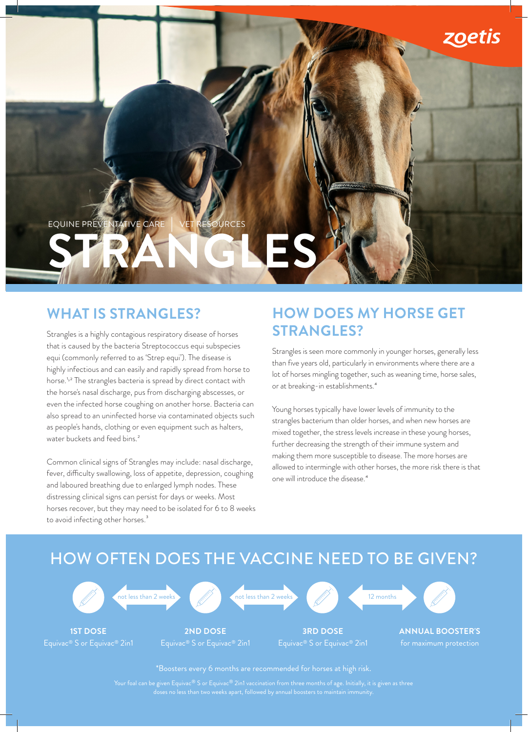EQUINE PREVENTATIVE CARE | VET RESOURCES

# STRANGLES

## WHAT IS STRANGLES?

Strangles is a highly contagious respiratory disease of horses that is caused by the bacteria Streptococcus equi subspecies equi (commonly referred to as 'Strep equi'). The disease is highly infectious and can easily and rapidly spread from horse to horse.[1,2] The strangles bacteria is spread by direct contact with the horse's nasal discharge, pus from discharging abscesses, or even the infected horse coughing on another horse. Bacteria can also spread to an uninfected horse via contaminated objects such as people's hands, clothing or even equipment such as halters, water buckets and feed bins.[2]

Common clinical signs of Strangles may include: nasal discharge, fever, difficulty swallowing, loss of appetite, depression, coughing and laboured breathing due to enlarged lymph nodes. These distressing clinical signs can persist for days or weeks. Most horses recover, but they may need to be isolated for 6 to 8 weeks to avoid infecting other horses.[3]

## HOW DOES MY HORSE GET STRANGLES?

Strangles is seen more commonly in younger horses, generally less than five years old, particularly in environments where there are a lot of horses mingling together, such as weaning time, horse sales, or at breaking-in establishments.[4]

Young horses typically have lower levels of immunity to the strangles bacterium than older horses, and when new horses are mixed together, the stress levels increase in these young horses, further decreasing the strength of their immune system and making them more susceptible to disease. The more horses are allowed to intermingle with other horses, the more risk there is that one will introduce the disease.[4]

## HOW OFTEN DOES THE VACCINE NEED TO BE GIVEN?

**1ST DOSE** — Equivac® S or Equivac® 2in1

← not less than 2 weeks →

**2ND DOSE** — Equivac® S or Equivac® 2in1

← not less than 2 weeks →

**3RD DOSE** — Equivac® S or Equivac® 2in1

← 12 months →

**ANNUAL BOOSTER'S** — for maximum protection

*Boosters every 6 months are recommended for horses at high risk.

Your foal can be given Equivac® S or Equivac® 2in1 vaccination from three months of age. Initially, it is given as three doses no less than two weeks apart, followed by annual boosters to maintain immunity.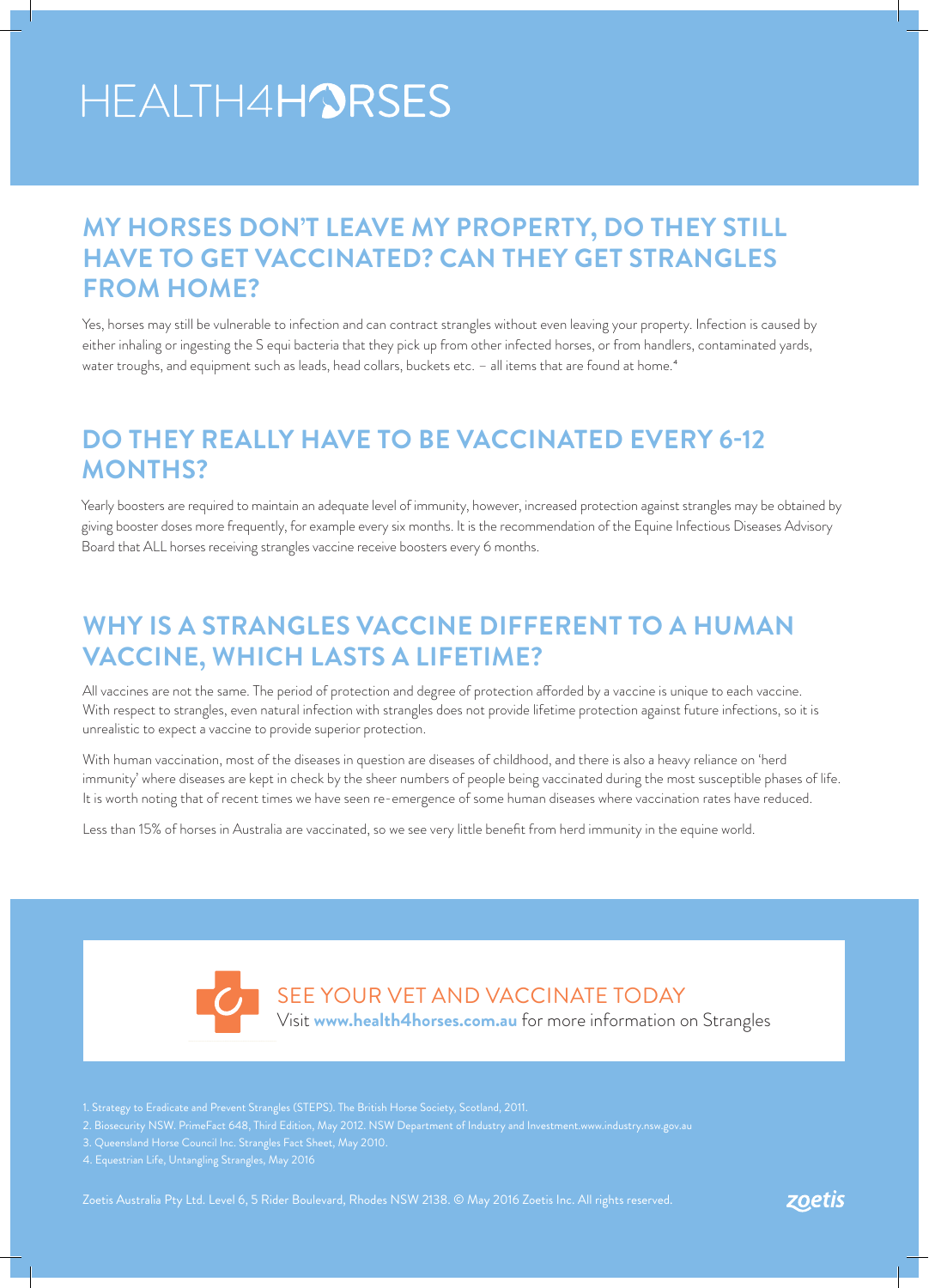# HEALTH4HORSES

## MY HORSES DON'T LEAVE MY PROPERTY, DO THEY STILL HAVE TO GET VACCINATED? CAN THEY GET STRANGLES FROM HOME?

Yes, horses may still be vulnerable to infection and can contract strangles without even leaving your property. Infection is caused by either inhaling or ingesting the S equi bacteria that they pick up from other infected horses, or from handlers, contaminated yards, water troughs, and equipment such as leads, head collars, buckets etc. – all items that are found at home.[4]

## DO THEY REALLY HAVE TO BE VACCINATED EVERY 6-12 MONTHS?

Yearly boosters are required to maintain an adequate level of immunity, however, increased protection against strangles may be obtained by giving booster doses more frequently, for example every six months. It is the recommendation of the Equine Infectious Diseases Advisory Board that ALL horses receiving strangles vaccine receive boosters every 6 months.

## WHY IS A STRANGLES VACCINE DIFFERENT TO A HUMAN VACCINE, WHICH LASTS A LIFETIME?

All vaccines are not the same. The period of protection and degree of protection afforded by a vaccine is unique to each vaccine. With respect to strangles, even natural infection with strangles does not provide lifetime protection against future infections, so it is unrealistic to expect a vaccine to provide superior protection.

With human vaccination, most of the diseases in question are diseases of childhood, and there is also a heavy reliance on 'herd immunity' where diseases are kept in check by the sheer numbers of people being vaccinated during the most susceptible phases of life. It is worth noting that of recent times we have seen re-emergence of some human diseases where vaccination rates have reduced.

Less than 15% of horses in Australia are vaccinated, so we see very little benefit from herd immunity in the equine world.

SEE YOUR VET AND VACCINATE TODAY

Visit **www.health4horses.com.au** for more information on Strangles

1. Strategy to Eradicate and Prevent Strangles (STEPS). The British Horse Society, Scotland, 2011.
2. Biosecurity NSW. PrimeFact 648, Third Edition, May 2012. NSW Department of Industry and Investment.www.industry.nsw.gov.au
3. Queensland Horse Council Inc. Strangles Fact Sheet, May 2010.
4. Equestrian Life, Untangling Strangles, May 2016

Zoetis Australia Pty Ltd. Level 6, 5 Rider Boulevard, Rhodes NSW 2138. © May 2016 Zoetis Inc. All rights reserved.

zoetis